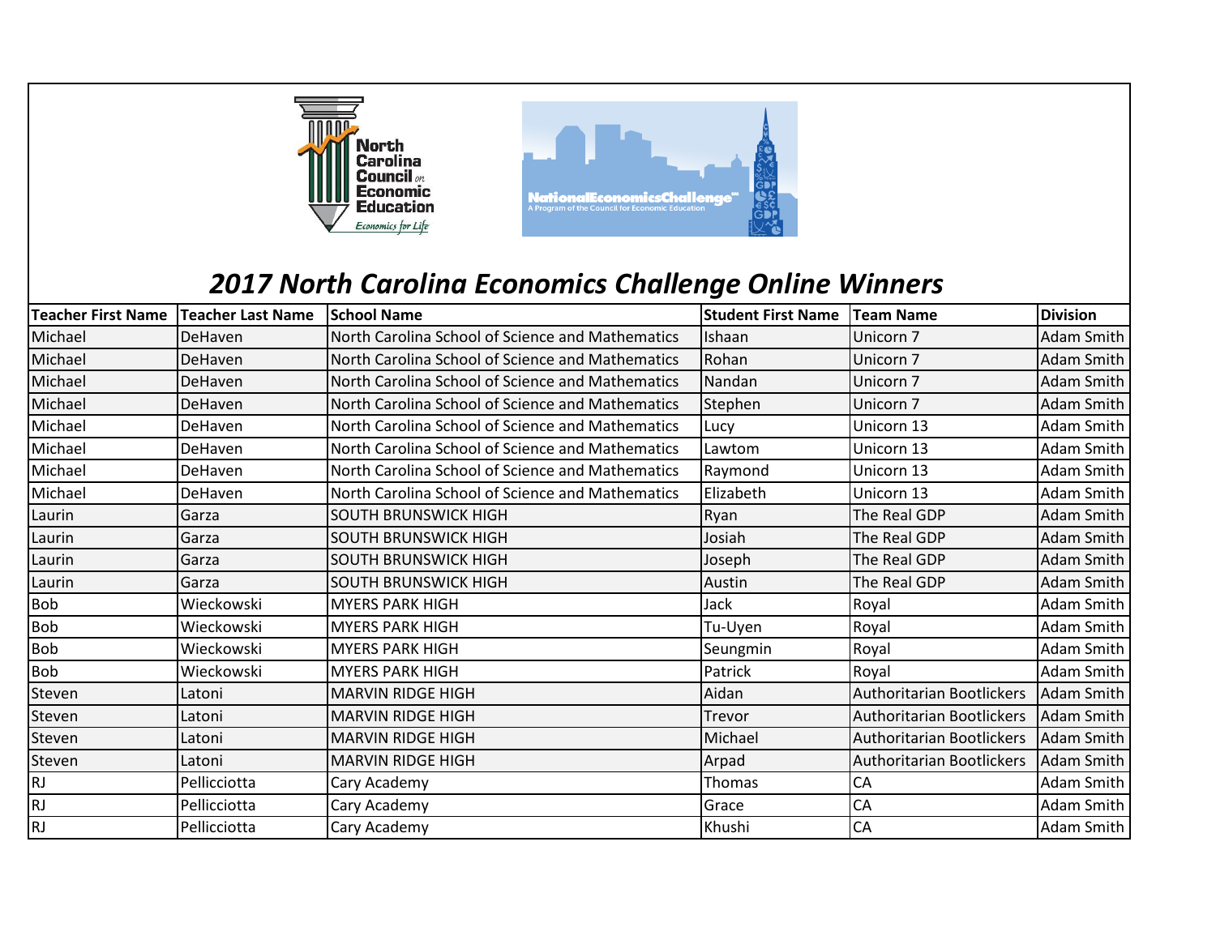# 2017 North Carolina Economics Challenge Online Winners

| Teacher First Name | Teacher Last Name | School Name | Student First Name | Team Name | Division |
|---|---|---|---|---|---|
| Michael | DeHaven | North Carolina School of Science and Mathematics | Ishaan | Unicorn 7 | Adam Smith |
| Michael | DeHaven | North Carolina School of Science and Mathematics | Rohan | Unicorn 7 | Adam Smith |
| Michael | DeHaven | North Carolina School of Science and Mathematics | Nandan | Unicorn 7 | Adam Smith |
| Michael | DeHaven | North Carolina School of Science and Mathematics | Stephen | Unicorn 7 | Adam Smith |
| Michael | DeHaven | North Carolina School of Science and Mathematics | Lucy | Unicorn 13 | Adam Smith |
| Michael | DeHaven | North Carolina School of Science and Mathematics | Lawtom | Unicorn 13 | Adam Smith |
| Michael | DeHaven | North Carolina School of Science and Mathematics | Raymond | Unicorn 13 | Adam Smith |
| Michael | DeHaven | North Carolina School of Science and Mathematics | Elizabeth | Unicorn 13 | Adam Smith |
| Laurin | Garza | SOUTH BRUNSWICK HIGH | Ryan | The Real GDP | Adam Smith |
| Laurin | Garza | SOUTH BRUNSWICK HIGH | Josiah | The Real GDP | Adam Smith |
| Laurin | Garza | SOUTH BRUNSWICK HIGH | Joseph | The Real GDP | Adam Smith |
| Laurin | Garza | SOUTH BRUNSWICK HIGH | Austin | The Real GDP | Adam Smith |
| Bob | Wieckowski | MYERS PARK HIGH | Jack | Royal | Adam Smith |
| Bob | Wieckowski | MYERS PARK HIGH | Tu-Uyen | Royal | Adam Smith |
| Bob | Wieckowski | MYERS PARK HIGH | Seungmin | Royal | Adam Smith |
| Bob | Wieckowski | MYERS PARK HIGH | Patrick | Royal | Adam Smith |
| Steven | Latoni | MARVIN RIDGE HIGH | Aidan | Authoritarian Bootlickers | Adam Smith |
| Steven | Latoni | MARVIN RIDGE HIGH | Trevor | Authoritarian Bootlickers | Adam Smith |
| Steven | Latoni | MARVIN RIDGE HIGH | Michael | Authoritarian Bootlickers | Adam Smith |
| Steven | Latoni | MARVIN RIDGE HIGH | Arpad | Authoritarian Bootlickers | Adam Smith |
| RJ | Pellicciotta | Cary Academy | Thomas | CA | Adam Smith |
| RJ | Pellicciotta | Cary Academy | Grace | CA | Adam Smith |
| RJ | Pellicciotta | Cary Academy | Khushi | CA | Adam Smith |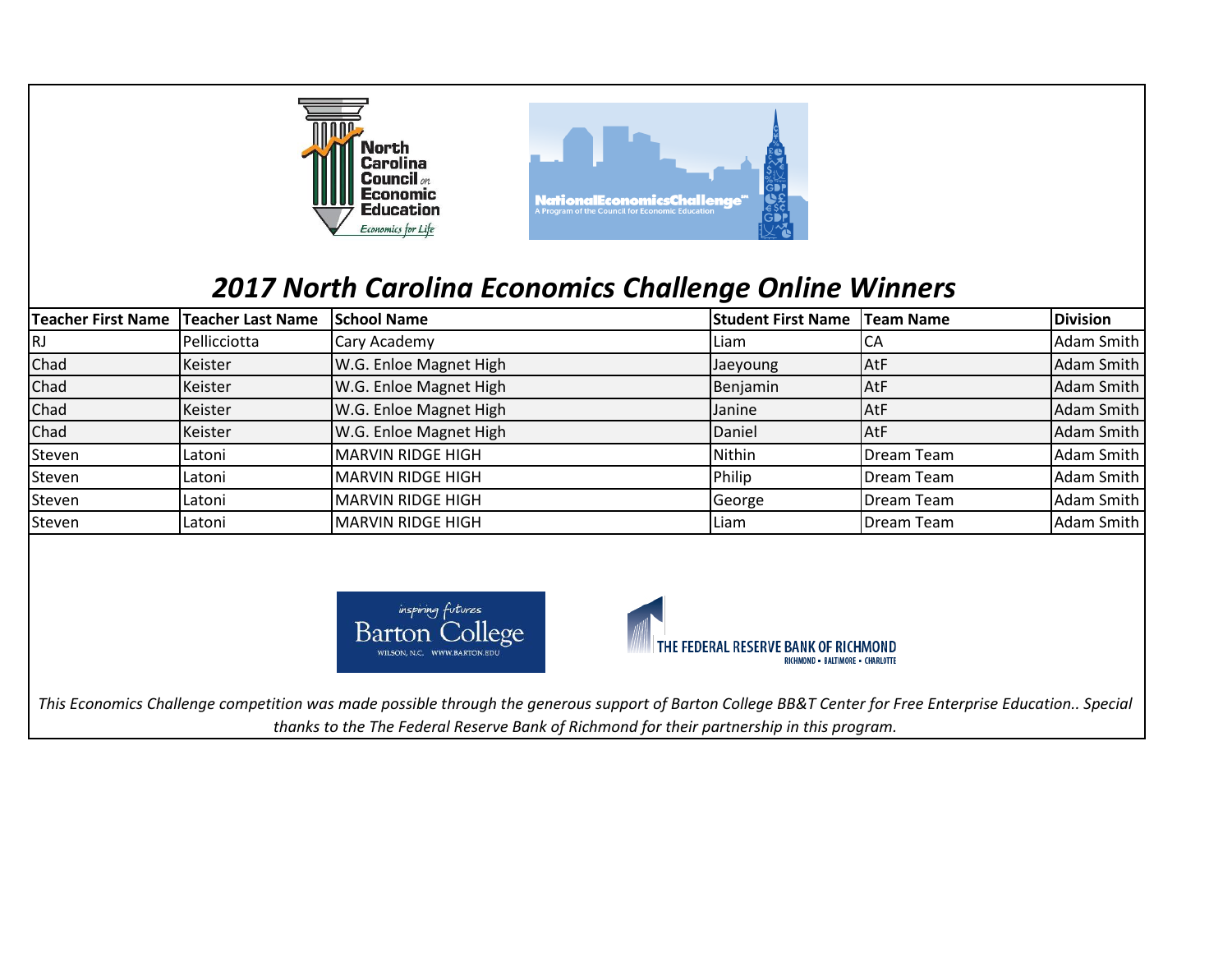# *2017 North Carolina Economics Challenge Online Winners*

| Teacher First Name | Teacher Last Name | School Name | Student First Name | Team Name | Division |
|---|---|---|---|---|---|
| RJ | Pellicciotta | Cary Academy | Liam | CA | Adam Smith |
| Chad | Keister | W.G. Enloe Magnet High | Jaeyoung | AtF | Adam Smith |
| Chad | Keister | W.G. Enloe Magnet High | Benjamin | AtF | Adam Smith |
| Chad | Keister | W.G. Enloe Magnet High | Janine | AtF | Adam Smith |
| Chad | Keister | W.G. Enloe Magnet High | Daniel | AtF | Adam Smith |
| Steven | Latoni | MARVIN RIDGE HIGH | Nithin | Dream Team | Adam Smith |
| Steven | Latoni | MARVIN RIDGE HIGH | Philip | Dream Team | Adam Smith |
| Steven | Latoni | MARVIN RIDGE HIGH | George | Dream Team | Adam Smith |
| Steven | Latoni | MARVIN RIDGE HIGH | Liam | Dream Team | Adam Smith |

*This Economics Challenge competition was made possible through the generous support of Barton College BB&T Center for Free Enterprise Education.. Special thanks to the The Federal Reserve Bank of Richmond for their partnership in this program.*